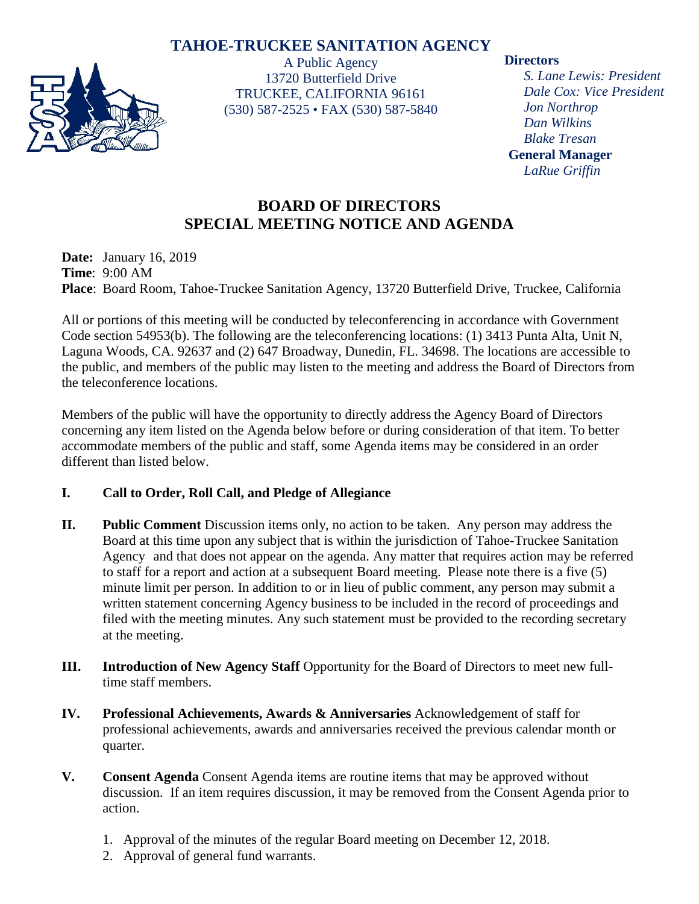# TAHOE-TRUCKEE SANITATION AGENCY

A Public Agency
13720 Butterfield Drive
TRUCKEE, CALIFORNIA 96161
(530) 587-2525 • FAX (530) 587-5840

**Directors**
*S. Lane Lewis: President*
*Dale Cox: Vice President*
*Jon Northrop*
*Dan Wilkins*
*Blake Tresan*

**General Manager**
*LaRue Griffin*

## BOARD OF DIRECTORS
## SPECIAL MEETING NOTICE AND AGENDA

**Date:** January 16, 2019
**Time**: 9:00 AM
**Place**: Board Room, Tahoe-Truckee Sanitation Agency, 13720 Butterfield Drive, Truckee, California

All or portions of this meeting will be conducted by teleconferencing in accordance with Government Code section 54953(b). The following are the teleconferencing locations: (1) 3413 Punta Alta, Unit N, Laguna Woods, CA. 92637 and (2) 647 Broadway, Dunedin, FL. 34698. The locations are accessible to the public, and members of the public may listen to the meeting and address the Board of Directors from the teleconference locations.

Members of the public will have the opportunity to directly address the Agency Board of Directors concerning any item listed on the Agenda below before or during consideration of that item. To better accommodate members of the public and staff, some Agenda items may be considered in an order different than listed below.

**I. Call to Order, Roll Call, and Pledge of Allegiance**

**II. Public Comment** Discussion items only, no action to be taken. Any person may address the Board at this time upon any subject that is within the jurisdiction of Tahoe-Truckee Sanitation Agency and that does not appear on the agenda. Any matter that requires action may be referred to staff for a report and action at a subsequent Board meeting. Please note there is a five (5) minute limit per person. In addition to or in lieu of public comment, any person may submit a written statement concerning Agency business to be included in the record of proceedings and filed with the meeting minutes. Any such statement must be provided to the recording secretary at the meeting.

**III. Introduction of New Agency Staff** Opportunity for the Board of Directors to meet new full-time staff members.

**IV. Professional Achievements, Awards & Anniversaries** Acknowledgement of staff for professional achievements, awards and anniversaries received the previous calendar month or quarter.

**V. Consent Agenda** Consent Agenda items are routine items that may be approved without discussion. If an item requires discussion, it may be removed from the Consent Agenda prior to action.

1. Approval of the minutes of the regular Board meeting on December 12, 2018.
2. Approval of general fund warrants.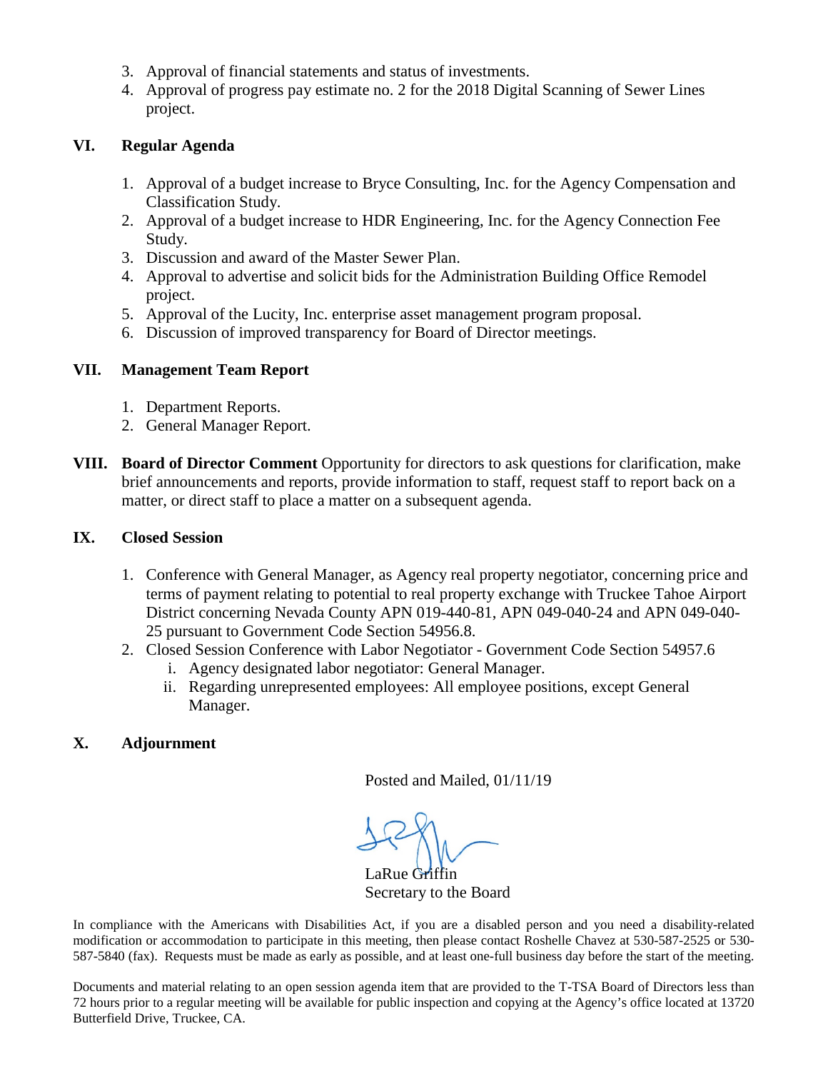3. Approval of financial statements and status of investments.
4. Approval of progress pay estimate no. 2 for the 2018 Digital Scanning of Sewer Lines project.

## VI. Regular Agenda

1. Approval of a budget increase to Bryce Consulting, Inc. for the Agency Compensation and Classification Study.
2. Approval of a budget increase to HDR Engineering, Inc. for the Agency Connection Fee Study.
3. Discussion and award of the Master Sewer Plan.
4. Approval to advertise and solicit bids for the Administration Building Office Remodel project.
5. Approval of the Lucity, Inc. enterprise asset management program proposal.
6. Discussion of improved transparency for Board of Director meetings.

## VII. Management Team Report

1. Department Reports.
2. General Manager Report.

## VIII. Board of Director Comment

**Board of Director Comment** Opportunity for directors to ask questions for clarification, make brief announcements and reports, provide information to staff, request staff to report back on a matter, or direct staff to place a matter on a subsequent agenda.

## IX. Closed Session

1. Conference with General Manager, as Agency real property negotiator, concerning price and terms of payment relating to potential to real property exchange with Truckee Tahoe Airport District concerning Nevada County APN 019-440-81, APN 049-040-24 and APN 049-040-25 pursuant to Government Code Section 54956.8.
2. Closed Session Conference with Labor Negotiator - Government Code Section 54957.6
   i. Agency designated labor negotiator: General Manager.
   ii. Regarding unrepresented employees: All employee positions, except General Manager.

## X. Adjournment

Posted and Mailed, 01/11/19

LaRue Griffin
Secretary to the Board

In compliance with the Americans with Disabilities Act, if you are a disabled person and you need a disability-related modification or accommodation to participate in this meeting, then please contact Roshelle Chavez at 530-587-2525 or 530-587-5840 (fax). Requests must be made as early as possible, and at least one-full business day before the start of the meeting.

Documents and material relating to an open session agenda item that are provided to the T-TSA Board of Directors less than 72 hours prior to a regular meeting will be available for public inspection and copying at the Agency's office located at 13720 Butterfield Drive, Truckee, CA.